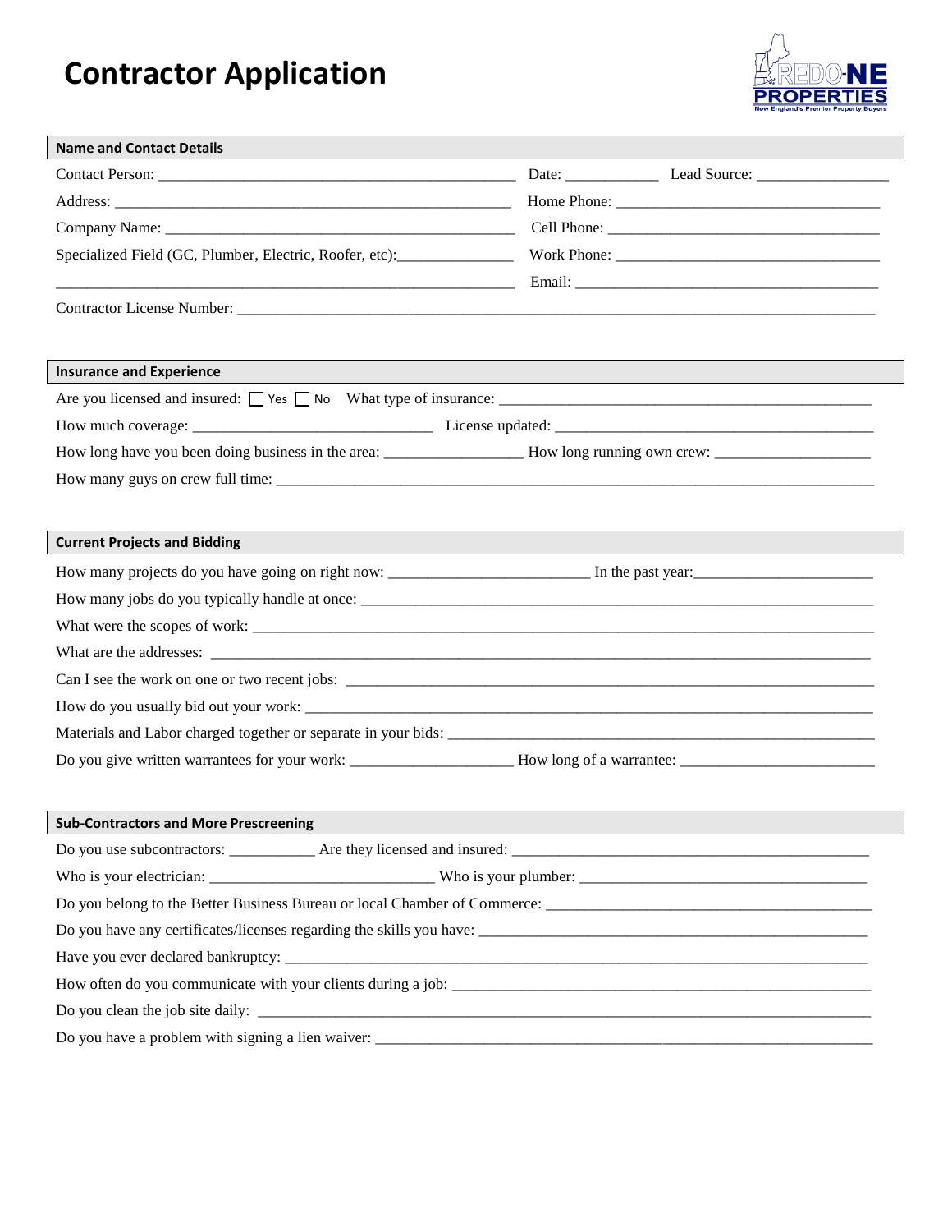# Contractor Application

REDO-NE PROPERTIES
New England's Premier Property Buyers

## Name and Contact Details

Contact Person: ______________________________________________ Date: ___________ Lead Source: ________________

Address: ____________________________________________________ Home Phone: ________________________________

Company Name: _______________________________________________ Cell Phone: _________________________________

Specialized Field (GC, Plumber, Electric, Roofer, etc):______________ Work Phone: ________________________________

____________________________________________________________ Email: _____________________________________

Contractor License Number: ____________________________________________________________________________

## Insurance and Experience

Are you licensed and insured: ☐ Yes ☐ No What type of insurance: _____________________________________________

How much coverage: ______________________________ License updated: ________________________________________

How long have you been doing business in the area: _________________ How long running own crew: ___________________

How many guys on crew full time: _______________________________________________________________________

## Current Projects and Bidding

How many projects do you have going on right now: _________________________ In the past year:______________________

How many jobs do you typically handle at once: _____________________________________________________________

What were the scopes of work: _________________________________________________________________________

What are the addresses: _______________________________________________________________________________

Can I see the work on one or two recent jobs: _______________________________________________________________

How do you usually bid out your work: ____________________________________________________________________

Materials and Labor charged together or separate in your bids: _________________________________________________

Do you give written warrantees for your work: ____________________ How long of a warrantee: ________________________

## Sub-Contractors and More Prescreening

Do you use subcontractors: __________ Are they licensed and insured: _____________________________________________

Who is your electrician: ____________________________ Who is your plumber: ____________________________________

Do you belong to the Better Business Bureau or local Chamber of Commerce: ________________________________________

Do you have any certificates/licenses regarding the skills you have: _______________________________________________

Have you ever declared bankruptcy: ______________________________________________________________________

How often do you communicate with your clients during a job: __________________________________________________

Do you clean the job site daily: _________________________________________________________________________

Do you have a problem with signing a lien waiver: ___________________________________________________________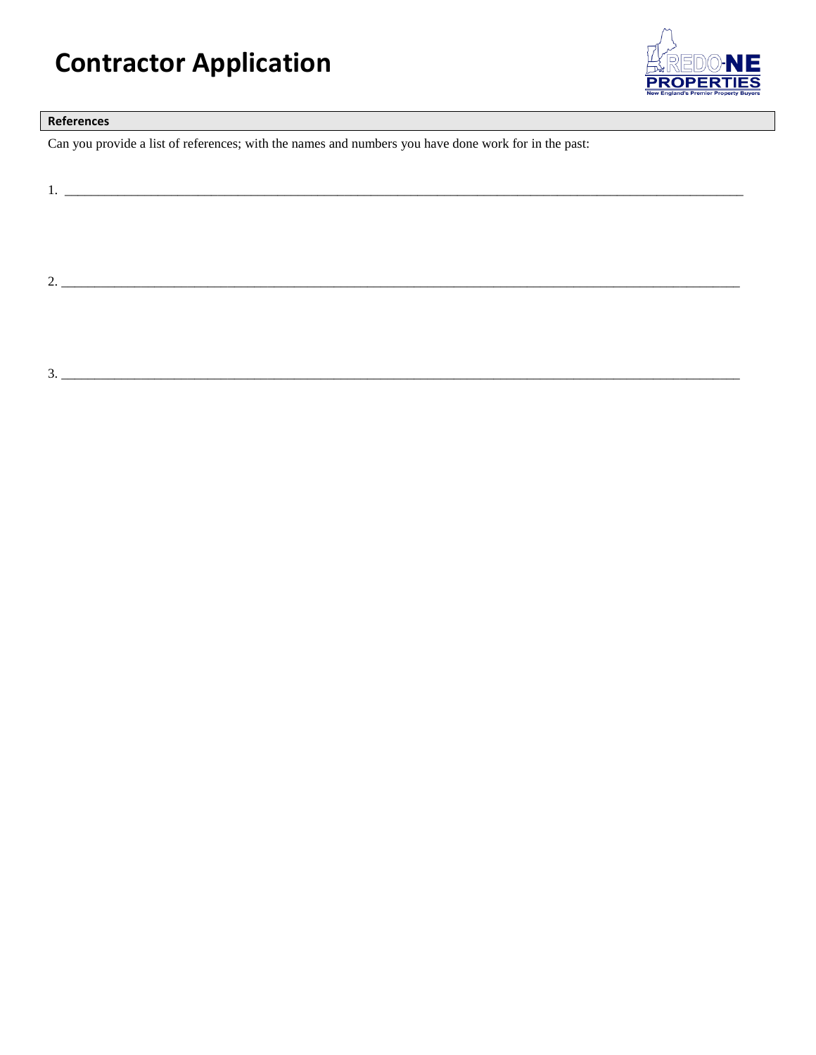# Contractor Application

**References**

Can you provide a list of references; with the names and numbers you have done work for in the past:

1. ______________________________________________________________________________

2. ______________________________________________________________________________

3. ______________________________________________________________________________